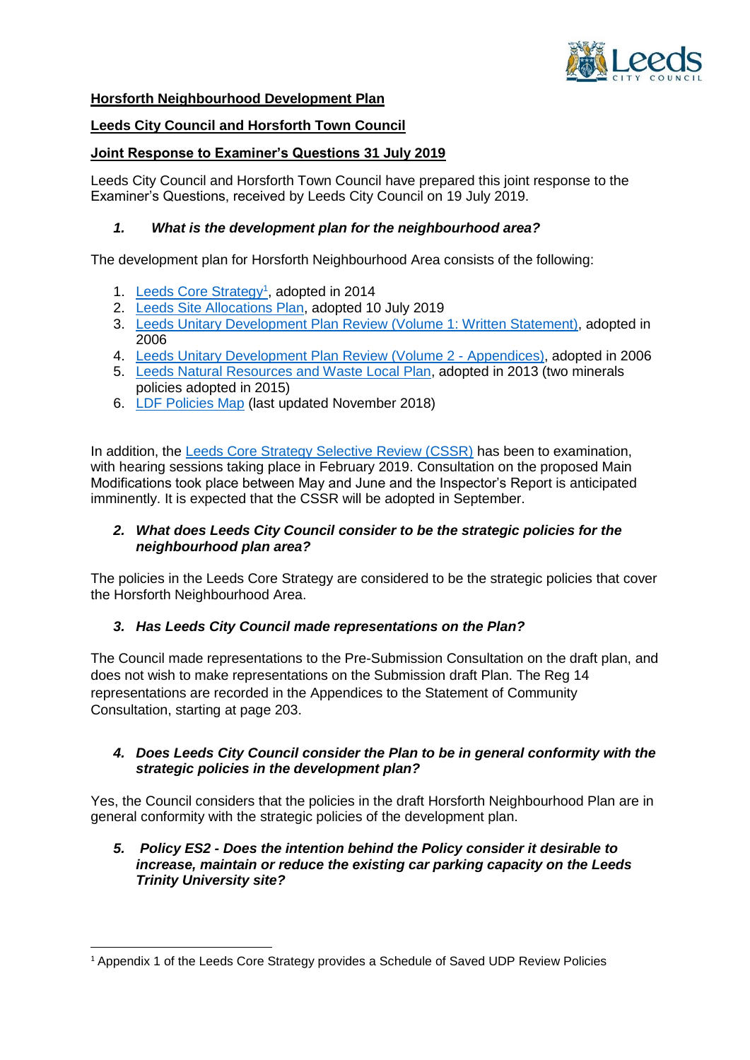**Horsforth Neighbourhood Development Plan**

**Leeds City Council and Horsforth Town Council**

**Joint Response to Examiner's Questions 31 July 2019**

Leeds City Council and Horsforth Town Council have prepared this joint response to the Examiner's Questions, received by Leeds City Council on 19 July 2019.

### *1. What is the development plan for the neighbourhood area?*

The development plan for Horsforth Neighbourhood Area consists of the following:

1. Leeds Core Strategy[1], adopted in 2014
2. Leeds Site Allocations Plan, adopted 10 July 2019
3. Leeds Unitary Development Plan Review (Volume 1: Written Statement), adopted in 2006
4. Leeds Unitary Development Plan Review (Volume 2 - Appendices), adopted in 2006
5. Leeds Natural Resources and Waste Local Plan, adopted in 2013 (two minerals policies adopted in 2015)
6. LDF Policies Map (last updated November 2018)

In addition, the Leeds Core Strategy Selective Review (CSSR) has been to examination, with hearing sessions taking place in February 2019. Consultation on the proposed Main Modifications took place between May and June and the Inspector's Report is anticipated imminently. It is expected that the CSSR will be adopted in September.

### *2. What does Leeds City Council consider to be the strategic policies for the neighbourhood plan area?*

The policies in the Leeds Core Strategy are considered to be the strategic policies that cover the Horsforth Neighbourhood Area.

### *3. Has Leeds City Council made representations on the Plan?*

The Council made representations to the Pre-Submission Consultation on the draft plan, and does not wish to make representations on the Submission draft Plan. The Reg 14 representations are recorded in the Appendices to the Statement of Community Consultation, starting at page 203.

### *4. Does Leeds City Council consider the Plan to be in general conformity with the strategic policies in the development plan?*

Yes, the Council considers that the policies in the draft Horsforth Neighbourhood Plan are in general conformity with the strategic policies of the development plan.

### *5. Policy ES2 - Does the intention behind the Policy consider it desirable to increase, maintain or reduce the existing car parking capacity on the Leeds Trinity University site?*

---

[1] Appendix 1 of the Leeds Core Strategy provides a Schedule of Saved UDP Review Policies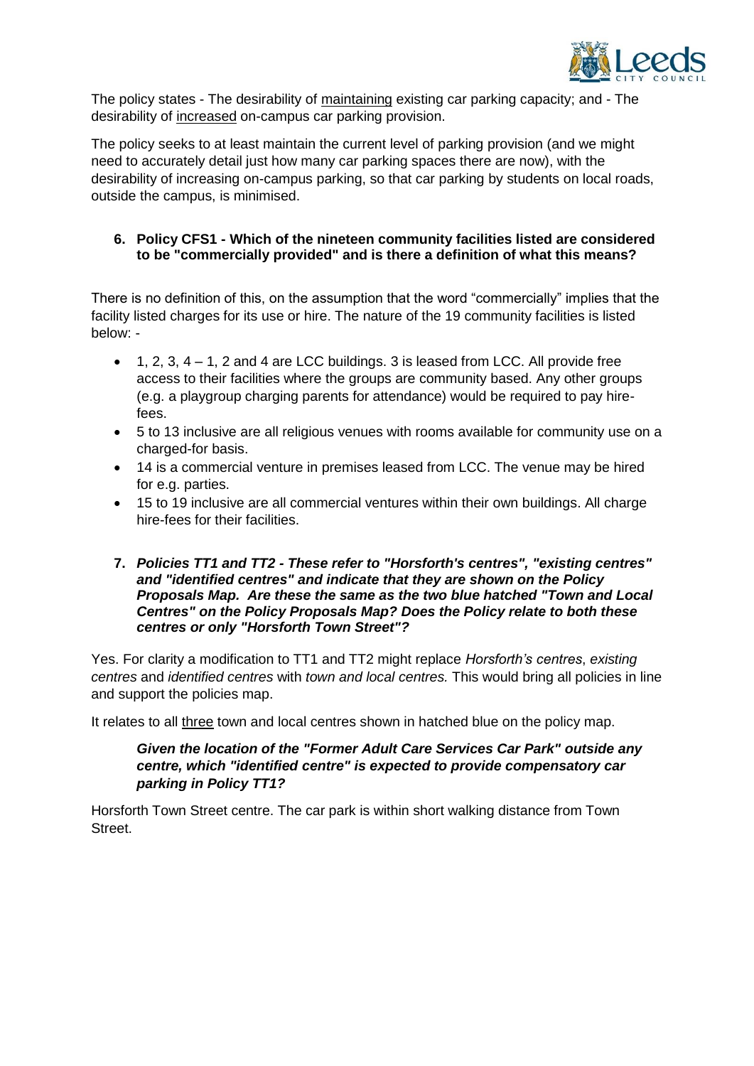The policy states - The desirability of <u>maintaining</u> existing car parking capacity; and - The desirability of <u>increased</u> on-campus car parking provision.

The policy seeks to at least maintain the current level of parking provision (and we might need to accurately detail just how many car parking spaces there are now), with the desirability of increasing on-campus parking, so that car parking by students on local roads, outside the campus, is minimised.

6. **Policy CFS1 - Which of the nineteen community facilities listed are considered to be "commercially provided" and is there a definition of what this means?**

There is no definition of this, on the assumption that the word "commercially" implies that the facility listed charges for its use or hire. The nature of the 19 community facilities is listed below: -

- 1, 2, 3, 4 – 1, 2 and 4 are LCC buildings. 3 is leased from LCC. All provide free access to their facilities where the groups are community based. Any other groups (e.g. a playgroup charging parents for attendance) would be required to pay hire-fees.
- 5 to 13 inclusive are all religious venues with rooms available for community use on a charged-for basis.
- 14 is a commercial venture in premises leased from LCC. The venue may be hired for e.g. parties.
- 15 to 19 inclusive are all commercial ventures within their own buildings. All charge hire-fees for their facilities.

7. ***Policies TT1 and TT2 - These refer to "Horsforth's centres", "existing centres" and "identified centres" and indicate that they are shown on the Policy Proposals Map. Are these the same as the two blue hatched "Town and Local Centres" on the Policy Proposals Map? Does the Policy relate to both these centres or only "Horsforth Town Street"?***

Yes. For clarity a modification to TT1 and TT2 might replace *Horsforth's centres*, *existing centres* and *identified centres* with *town and local centres.* This would bring all policies in line and support the policies map.

It relates to all <u>three</u> town and local centres shown in hatched blue on the policy map.

***Given the location of the "Former Adult Care Services Car Park" outside any centre, which "identified centre" is expected to provide compensatory car parking in Policy TT1?***

Horsforth Town Street centre. The car park is within short walking distance from Town Street.